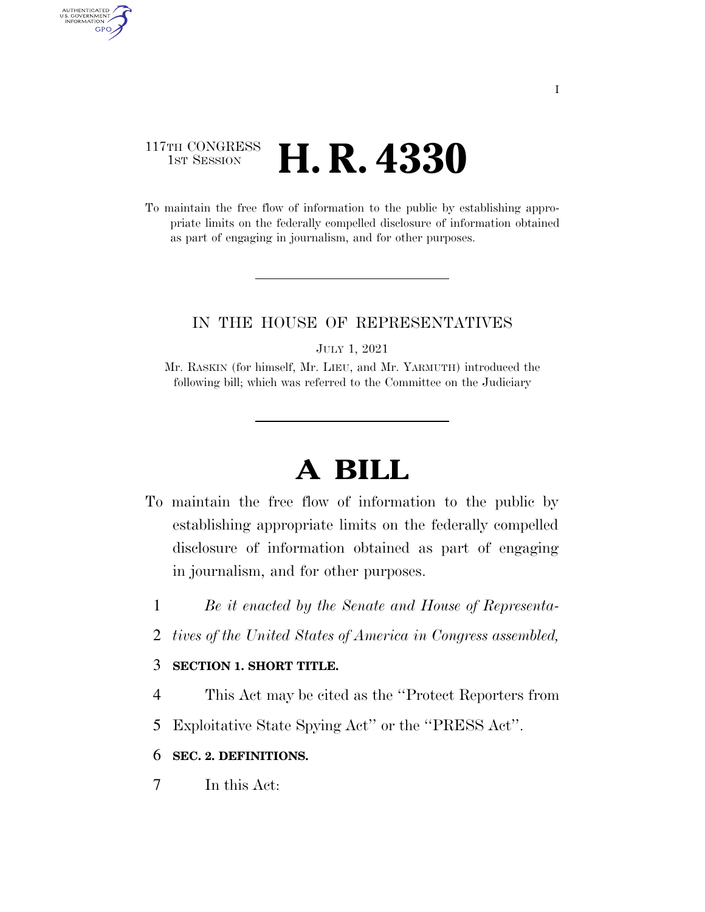117TH CONGRESS
1ST SESSION

# H. R. 4330

To maintain the free flow of information to the public by establishing appropriate limits on the federally compelled disclosure of information obtained as part of engaging in journalism, and for other purposes.

---

IN THE HOUSE OF REPRESENTATIVES

JULY 1, 2021

Mr. RASKIN (for himself, Mr. LIEU, and Mr. YARMUTH) introduced the following bill; which was referred to the Committee on the Judiciary

---

# A BILL

To maintain the free flow of information to the public by establishing appropriate limits on the federally compelled disclosure of information obtained as part of engaging in journalism, and for other purposes.

1 *Be it enacted by the Senate and House of Representa-*
2 *tives of the United States of America in Congress assembled,*

3 **SECTION 1. SHORT TITLE.**

4 This Act may be cited as the "Protect Reporters from
5 Exploitative State Spying Act" or the "PRESS Act".

6 **SEC. 2. DEFINITIONS.**

7 In this Act: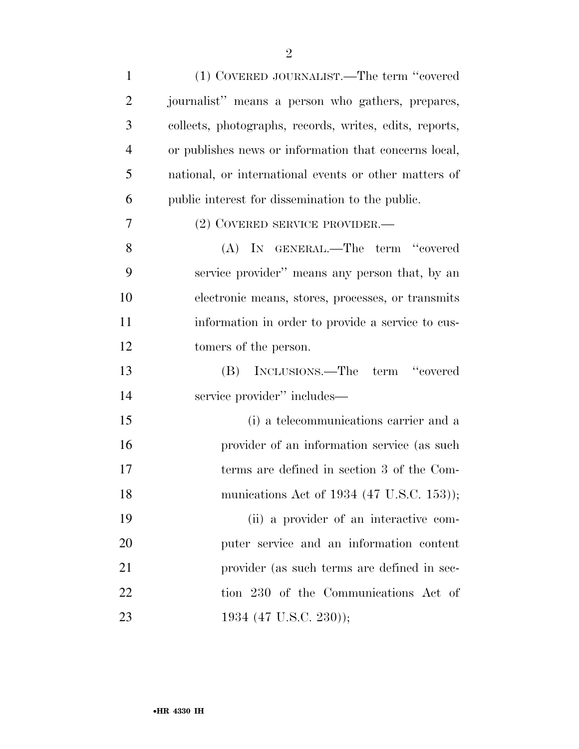(1) COVERED JOURNALIST.—The term ''covered journalist'' means a person who gathers, prepares, collects, photographs, records, writes, edits, reports, or publishes news or information that concerns local, national, or international events or other matters of public interest for dissemination to the public.

(2) COVERED SERVICE PROVIDER.—

(A) IN GENERAL.—The term ''covered service provider'' means any person that, by an electronic means, stores, processes, or transmits information in order to provide a service to customers of the person.

(B) INCLUSIONS.—The term ''covered service provider'' includes—

(i) a telecommunications carrier and a provider of an information service (as such terms are defined in section 3 of the Communications Act of 1934 (47 U.S.C. 153));

(ii) a provider of an interactive computer service and an information content provider (as such terms are defined in section 230 of the Communications Act of 1934 (47 U.S.C. 230));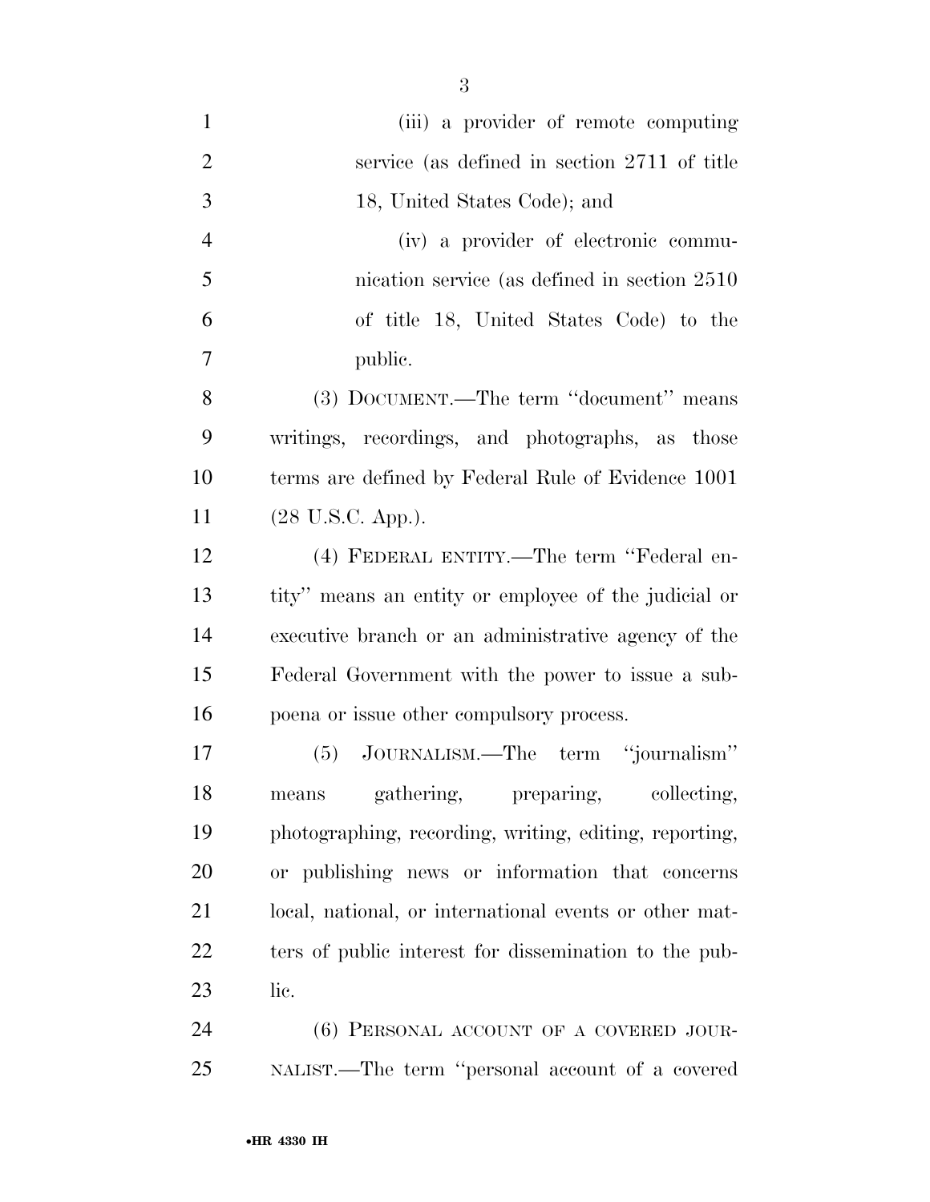(iii) a provider of remote computing service (as defined in section 2711 of title 18, United States Code); and

(iv) a provider of electronic communication service (as defined in section 2510 of title 18, United States Code) to the public.

(3) DOCUMENT.—The term ''document'' means writings, recordings, and photographs, as those terms are defined by Federal Rule of Evidence 1001 (28 U.S.C. App.).

(4) FEDERAL ENTITY.—The term ''Federal entity'' means an entity or employee of the judicial or executive branch or an administrative agency of the Federal Government with the power to issue a subpoena or issue other compulsory process.

(5) JOURNALISM.—The term ''journalism'' means gathering, preparing, collecting, photographing, recording, writing, editing, reporting, or publishing news or information that concerns local, national, or international events or other matters of public interest for dissemination to the public.

(6) PERSONAL ACCOUNT OF A COVERED JOURNALIST.—The term ''personal account of a covered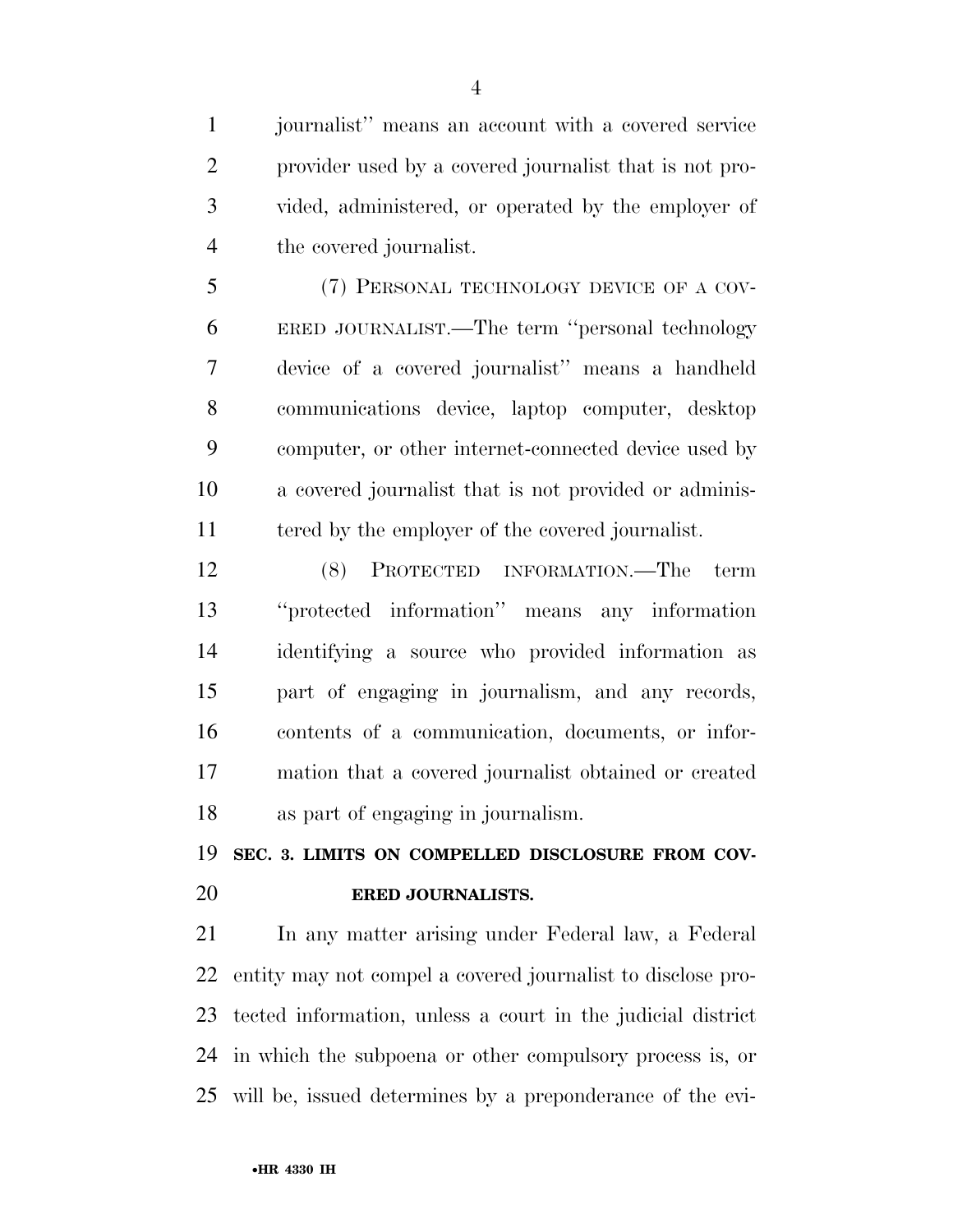journalist'' means an account with a covered service provider used by a covered journalist that is not provided, administered, or operated by the employer of the covered journalist.

(7) PERSONAL TECHNOLOGY DEVICE OF A COVERED JOURNALIST.—The term ''personal technology device of a covered journalist'' means a handheld communications device, laptop computer, desktop computer, or other internet-connected device used by a covered journalist that is not provided or administered by the employer of the covered journalist.

(8) PROTECTED INFORMATION.—The term ''protected information'' means any information identifying a source who provided information as part of engaging in journalism, and any records, contents of a communication, documents, or information that a covered journalist obtained or created as part of engaging in journalism.

## SEC. 3. LIMITS ON COMPELLED DISCLOSURE FROM COVERED JOURNALISTS.

In any matter arising under Federal law, a Federal entity may not compel a covered journalist to disclose protected information, unless a court in the judicial district in which the subpoena or other compulsory process is, or will be, issued determines by a preponderance of the evi-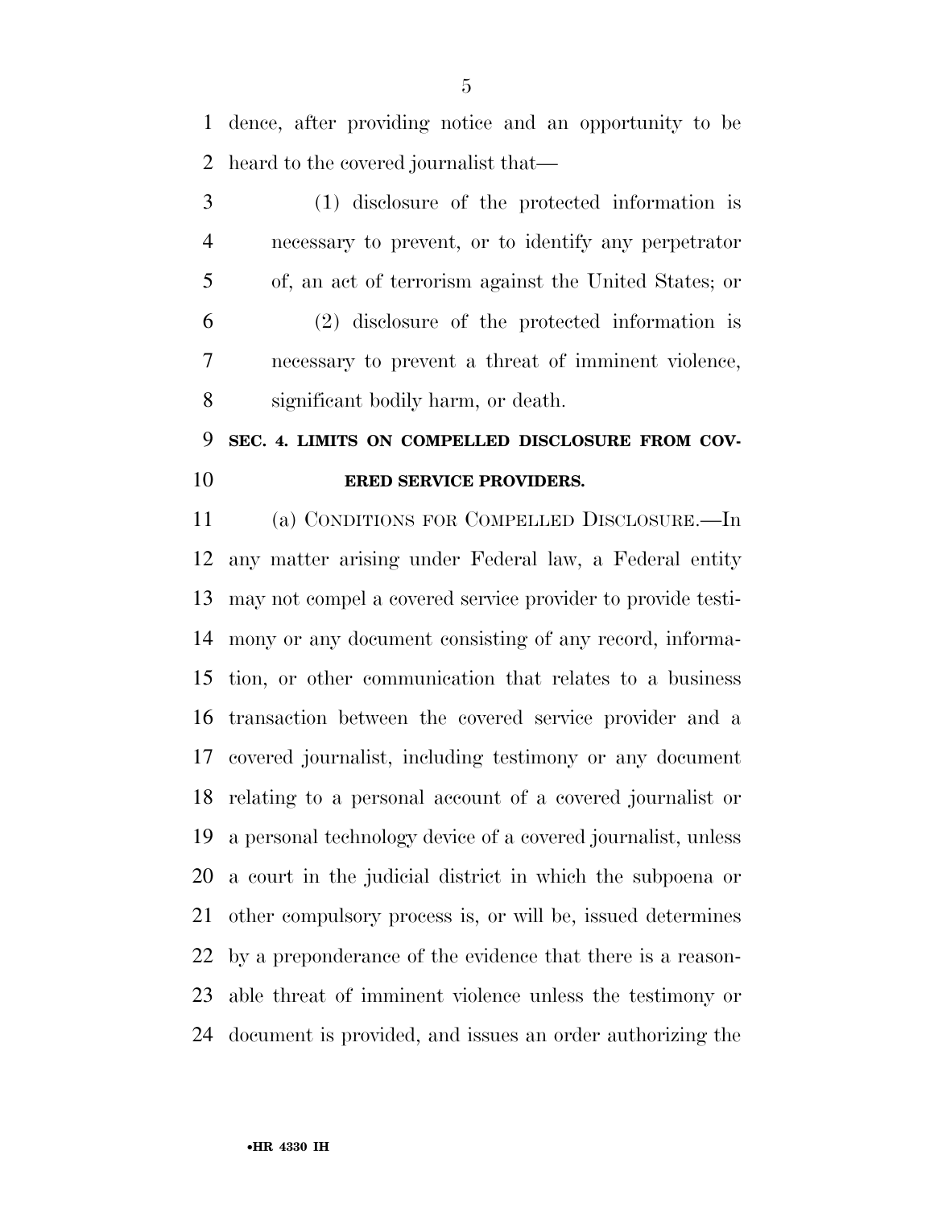dence, after providing notice and an opportunity to be heard to the covered journalist that—

(1) disclosure of the protected information is necessary to prevent, or to identify any perpetrator of, an act of terrorism against the United States; or

(2) disclosure of the protected information is necessary to prevent a threat of imminent violence, significant bodily harm, or death.

## SEC. 4. LIMITS ON COMPELLED DISCLOSURE FROM COVERED SERVICE PROVIDERS.

(a) CONDITIONS FOR COMPELLED DISCLOSURE.—In any matter arising under Federal law, a Federal entity may not compel a covered service provider to provide testimony or any document consisting of any record, information, or other communication that relates to a business transaction between the covered service provider and a covered journalist, including testimony or any document relating to a personal account of a covered journalist or a personal technology device of a covered journalist, unless a court in the judicial district in which the subpoena or other compulsory process is, or will be, issued determines by a preponderance of the evidence that there is a reasonable threat of imminent violence unless the testimony or document is provided, and issues an order authorizing the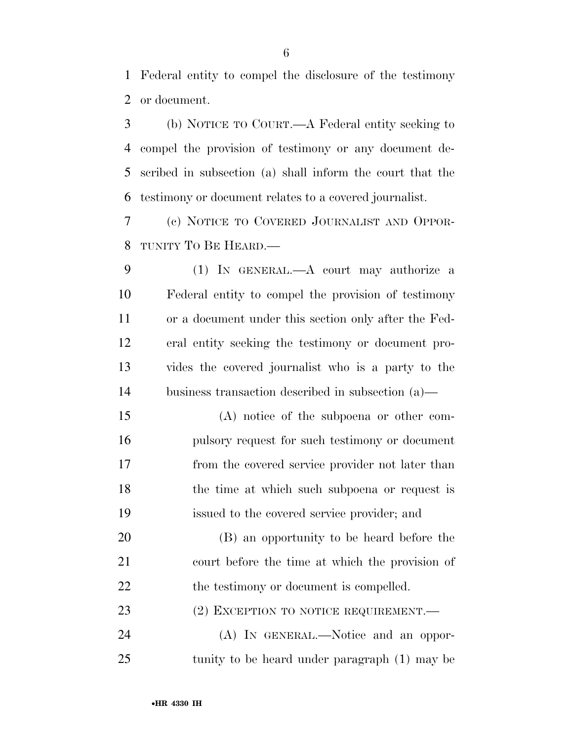Federal entity to compel the disclosure of the testimony or document.

(b) NOTICE TO COURT.—A Federal entity seeking to compel the provision of testimony or any document described in subsection (a) shall inform the court that the testimony or document relates to a covered journalist.

(c) NOTICE TO COVERED JOURNALIST AND OPPORTUNITY TO BE HEARD.—

(1) IN GENERAL.—A court may authorize a Federal entity to compel the provision of testimony or a document under this section only after the Federal entity seeking the testimony or document provides the covered journalist who is a party to the business transaction described in subsection (a)—

(A) notice of the subpoena or other compulsory request for such testimony or document from the covered service provider not later than the time at which such subpoena or request is issued to the covered service provider; and

(B) an opportunity to be heard before the court before the time at which the provision of the testimony or document is compelled.

(2) EXCEPTION TO NOTICE REQUIREMENT.—

(A) IN GENERAL.—Notice and an opportunity to be heard under paragraph (1) may be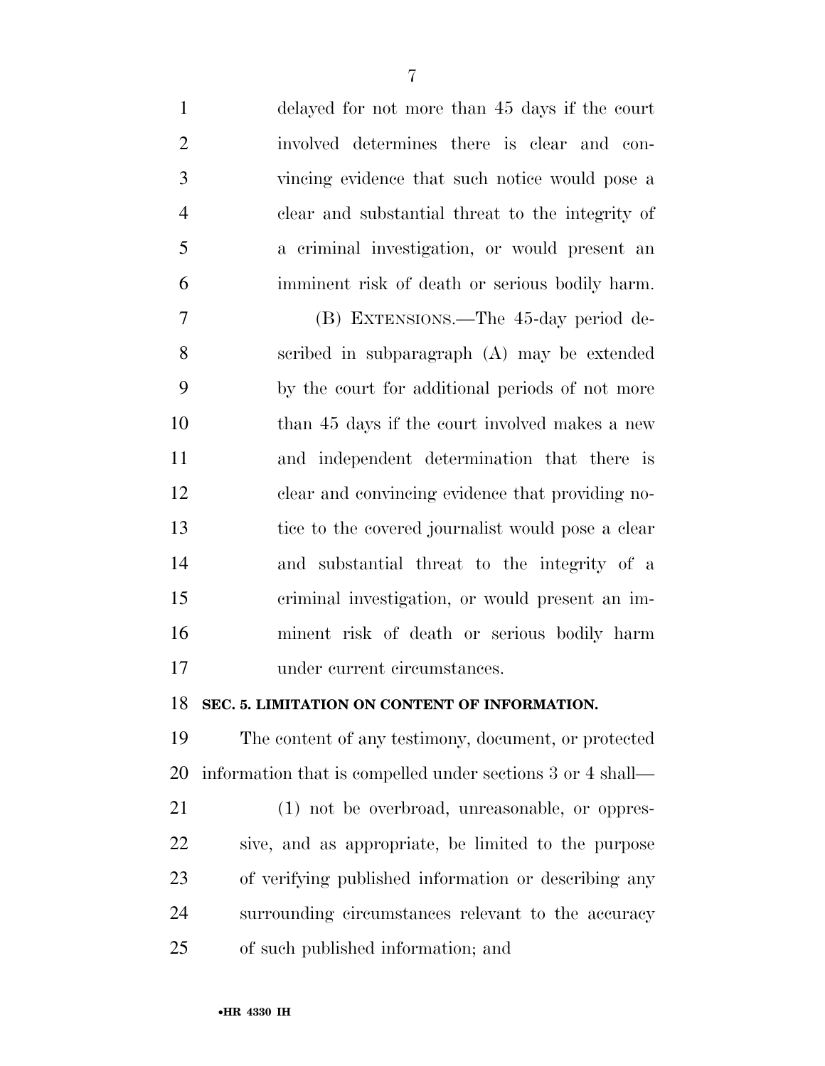delayed for not more than 45 days if the court involved determines there is clear and convincing evidence that such notice would pose a clear and substantial threat to the integrity of a criminal investigation, or would present an imminent risk of death or serious bodily harm.

(B) EXTENSIONS.—The 45-day period described in subparagraph (A) may be extended by the court for additional periods of not more than 45 days if the court involved makes a new and independent determination that there is clear and convincing evidence that providing notice to the covered journalist would pose a clear and substantial threat to the integrity of a criminal investigation, or would present an imminent risk of death or serious bodily harm under current circumstances.

**SEC. 5. LIMITATION ON CONTENT OF INFORMATION.**

The content of any testimony, document, or protected information that is compelled under sections 3 or 4 shall—

(1) not be overbroad, unreasonable, or oppressive, and as appropriate, be limited to the purpose of verifying published information or describing any surrounding circumstances relevant to the accuracy of such published information; and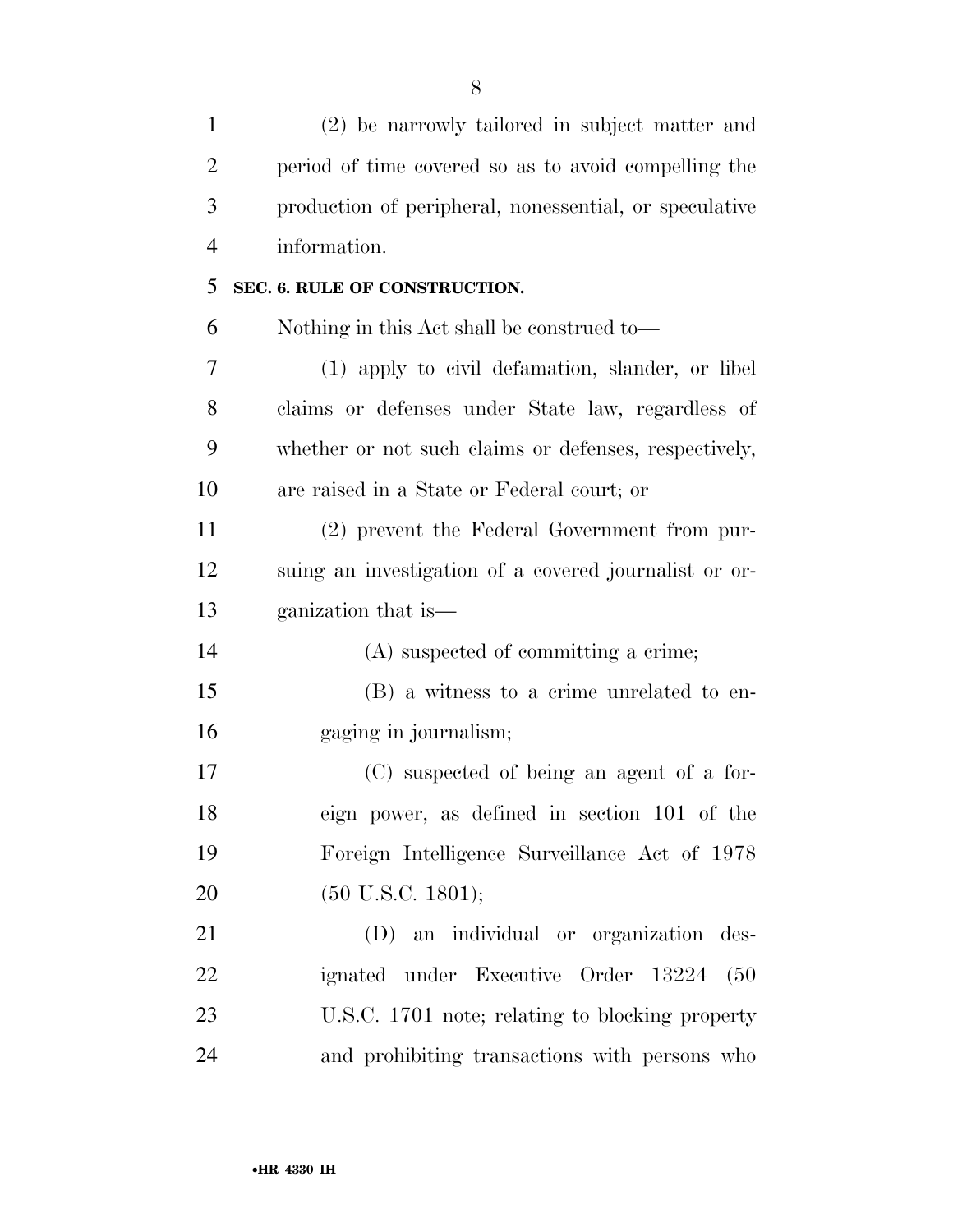(2) be narrowly tailored in subject matter and period of time covered so as to avoid compelling the production of peripheral, nonessential, or speculative information.

## SEC. 6. RULE OF CONSTRUCTION.

Nothing in this Act shall be construed to—

(1) apply to civil defamation, slander, or libel claims or defenses under State law, regardless of whether or not such claims or defenses, respectively, are raised in a State or Federal court; or

(2) prevent the Federal Government from pursuing an investigation of a covered journalist or organization that is—

(A) suspected of committing a crime;

(B) a witness to a crime unrelated to engaging in journalism;

(C) suspected of being an agent of a foreign power, as defined in section 101 of the Foreign Intelligence Surveillance Act of 1978 (50 U.S.C. 1801);

(D) an individual or organization designated under Executive Order 13224 (50 U.S.C. 1701 note; relating to blocking property and prohibiting transactions with persons who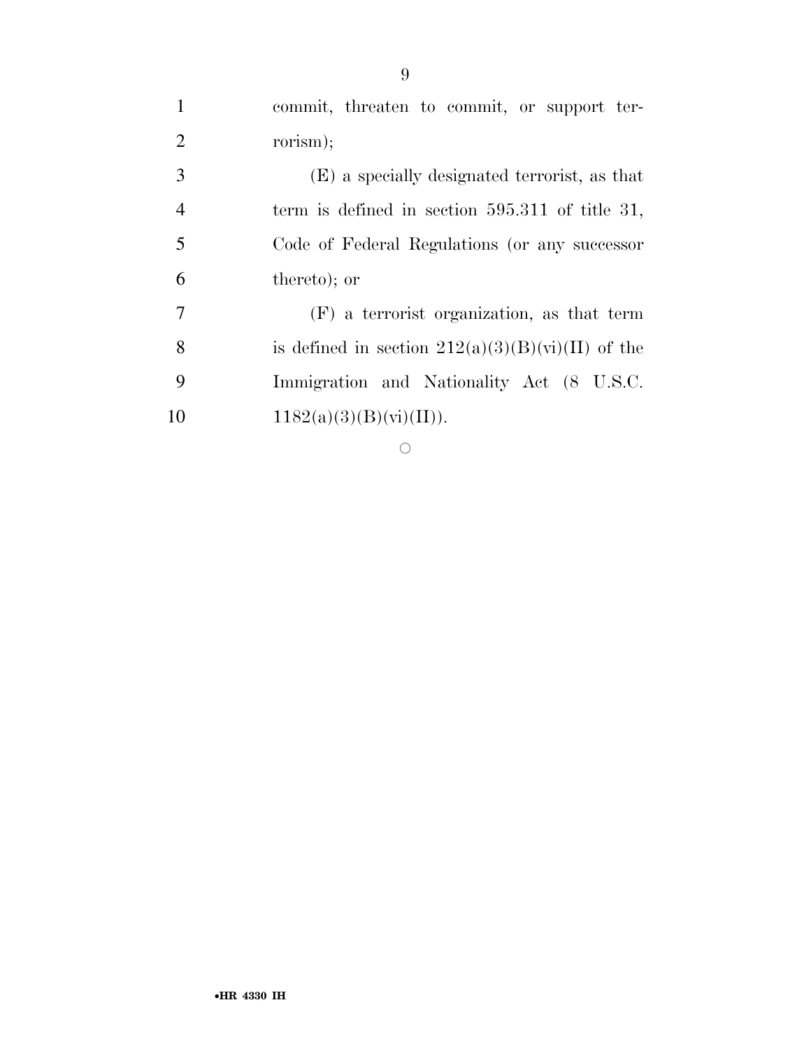commit, threaten to commit, or support terrorism);

(E) a specially designated terrorist, as that term is defined in section 595.311 of title 31, Code of Federal Regulations (or any successor thereto); or

(F) a terrorist organization, as that term is defined in section 212(a)(3)(B)(vi)(II) of the Immigration and Nationality Act (8 U.S.C. 1182(a)(3)(B)(vi)(II)).

○